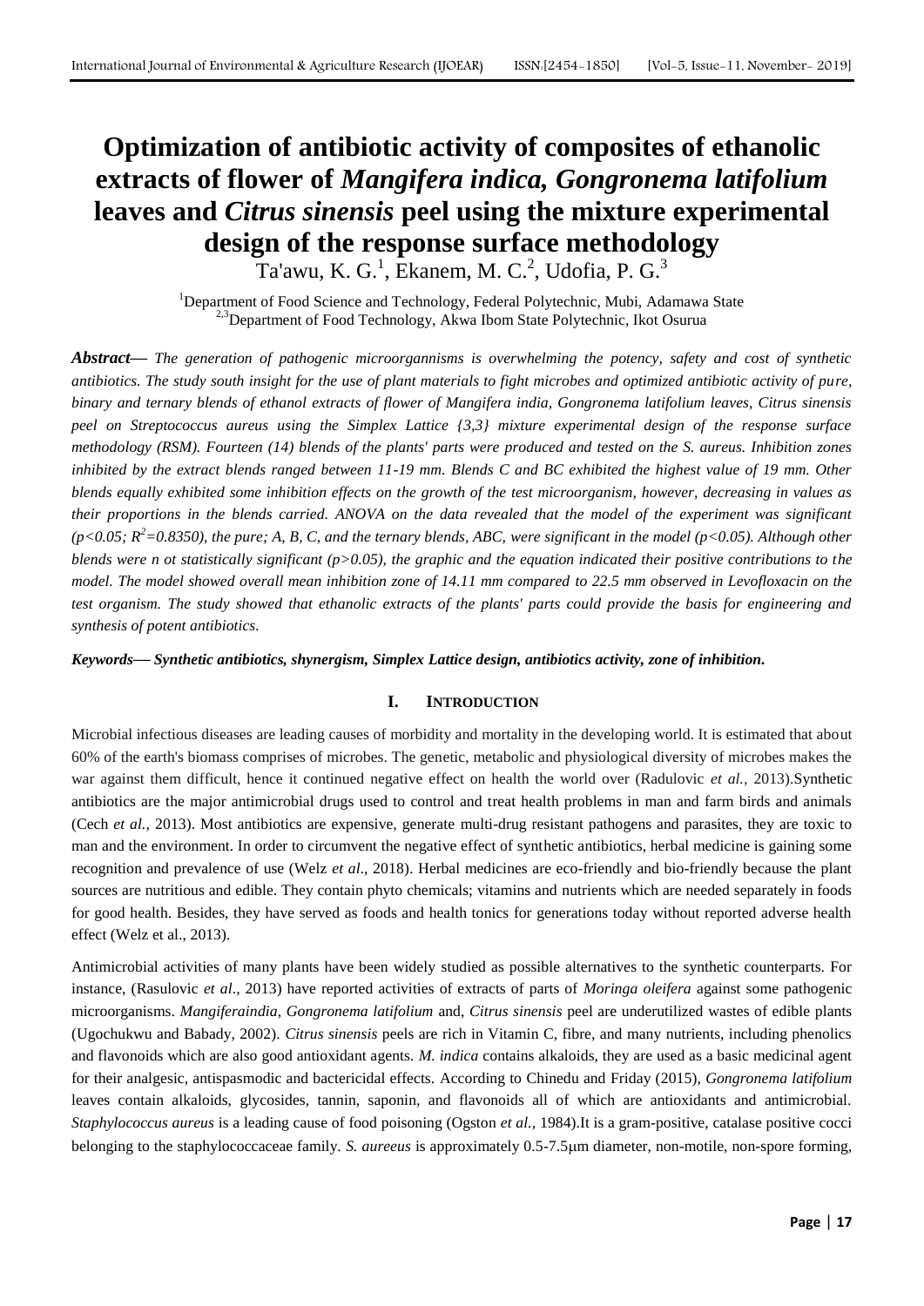# Optimization of antibiotic activity of composites of ethanolic extracts of flower of *Mangifera indica, Gongronema latifolium* leaves and *Citrus sinensis* peel using the mixture experimental design of the response surface methodology

Ta'awu, K. G.[1], Ekanem, M. C.[2], Udofia, P. G.[3]

[1]Department of Food Science and Technology, Federal Polytechnic, Mubi, Adamawa State
[2,3]Department of Food Technology, Akwa Ibom State Polytechnic, Ikot Osurua

***Abstract***— *The generation of pathogenic microorgannisms is overwhelming the potency, safety and cost of synthetic antibiotics. The study south insight for the use of plant materials to fight microbes and optimized antibiotic activity of pure, binary and ternary blends of ethanol extracts of flower of Mangifera india, Gongronema latifolium leaves, Citrus sinensis peel on Streptococcus aureus using the Simplex Lattice {3,3} mixture experimental design of the response surface methodology (RSM). Fourteen (14) blends of the plants' parts were produced and tested on the S. aureus. Inhibition zones inhibited by the extract blends ranged between 11-19 mm. Blends C and BC exhibited the highest value of 19 mm. Other blends equally exhibited some inhibition effects on the growth of the test microorganism, however, decreasing in values as their proportions in the blends carried. ANOVA on the data revealed that the model of the experiment was significant ($p<0.05$; $R^2=0.8350$), the pure; A, B, C, and the ternary blends, ABC, were significant in the model ($p<0.05$). Although other blends were n ot statistically significant ($p>0.05$), the graphic and the equation indicated their positive contributions to the model. The model showed overall mean inhibition zone of 14.11 mm compared to 22.5 mm observed in Levofloxacin on the test organism. The study showed that ethanolic extracts of the plants' parts could provide the basis for engineering and synthesis of potent antibiotics.*

***Keywords***— ***Synthetic antibiotics, shynergism, Simplex Lattice design, antibiotics activity, zone of inhibition.***

## I. INTRODUCTION

Microbial infectious diseases are leading causes of morbidity and mortality in the developing world. It is estimated that about 60% of the earth's biomass comprises of microbes. The genetic, metabolic and physiological diversity of microbes makes the war against them difficult, hence it continued negative effect on health the world over (Radulovic *et al.,* 2013).Synthetic antibiotics are the major antimicrobial drugs used to control and treat health problems in man and farm birds and animals (Cech *et al.,* 2013). Most antibiotics are expensive, generate multi-drug resistant pathogens and parasites, they are toxic to man and the environment. In order to circumvent the negative effect of synthetic antibiotics, herbal medicine is gaining some recognition and prevalence of use (Welz *et al*., 2018). Herbal medicines are eco-friendly and bio-friendly because the plant sources are nutritious and edible. They contain phyto chemicals; vitamins and nutrients which are needed separately in foods for good health. Besides, they have served as foods and health tonics for generations today without reported adverse health effect (Welz et al., 2013).

Antimicrobial activities of many plants have been widely studied as possible alternatives to the synthetic counterparts. For instance, (Rasulovic *et al*., 2013) have reported activities of extracts of parts of *Moringa oleifera* against some pathogenic microorganisms. *Mangiferaindia, Gongronema latifolium* and, *Citrus sinensis* peel are underutilized wastes of edible plants (Ugochukwu and Babady, 2002). *Citrus sinensis* peels are rich in Vitamin C, fibre, and many nutrients, including phenolics and flavonoids which are also good antioxidant agents. *M. indica* contains alkaloids, they are used as a basic medicinal agent for their analgesic, antispasmodic and bactericidal effects. According to Chinedu and Friday (2015), *Gongronema latifolium* leaves contain alkaloids, glycosides, tannin, saponin, and flavonoids all of which are antioxidants and antimicrobial. *Staphylococcus aureus* is a leading cause of food poisoning (Ogston *et al.,* 1984).It is a gram-positive, catalase positive cocci belonging to the staphylococcaceae family. *S. aureeus* is approximately 0.5-7.5μm diameter, non-motile, non-spore forming,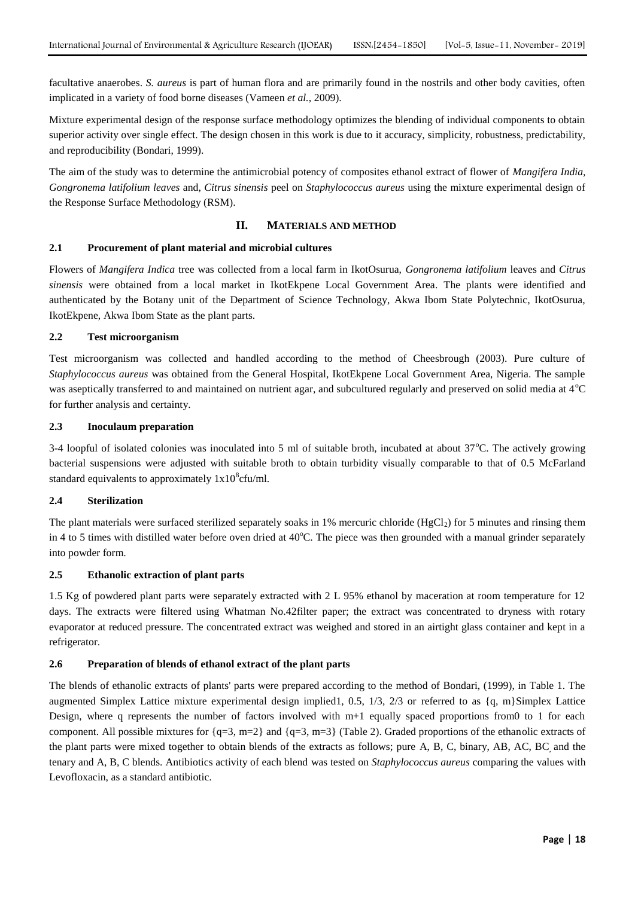facultative anaerobes. *S. aureus* is part of human flora and are primarily found in the nostrils and other body cavities, often implicated in a variety of food borne diseases (Vameen *et al.,* 2009).

Mixture experimental design of the response surface methodology optimizes the blending of individual components to obtain superior activity over single effect. The design chosen in this work is due to it accuracy, simplicity, robustness, predictability, and reproducibility (Bondari, 1999).

The aim of the study was to determine the antimicrobial potency of composites ethanol extract of flower of *Mangifera India, Gongronema latifolium leaves* and, *Citrus sinensis* peel on *Staphylococcus aureus* using the mixture experimental design of the Response Surface Methodology (RSM).

## II. MATERIALS AND METHOD

### 2.1 Procurement of plant material and microbial cultures

Flowers of *Mangifera Indica* tree was collected from a local farm in IkotOsurua, *Gongronema latifolium* leaves and *Citrus sinensis* were obtained from a local market in IkotEkpene Local Government Area. The plants were identified and authenticated by the Botany unit of the Department of Science Technology, Akwa Ibom State Polytechnic, IkotOsurua, IkotEkpene, Akwa Ibom State as the plant parts.

### 2.2 Test microorganism

Test microorganism was collected and handled according to the method of Cheesbrough (2003). Pure culture of *Staphylococcus aureus* was obtained from the General Hospital, IkotEkpene Local Government Area, Nigeria. The sample was aseptically transferred to and maintained on nutrient agar, and subcultured regularly and preserved on solid media at $4^oC$ for further analysis and certainty.

### 2.3 Inoculaum preparation

3-4 loopful of isolated colonies was inoculated into 5 ml of suitable broth, incubated at about $37^oC$. The actively growing bacterial suspensions were adjusted with suitable broth to obtain turbidity visually comparable to that of 0.5 McFarland standard equivalents to approximately $1x10^8$cfu/ml.

### 2.4 Sterilization

The plant materials were surfaced sterilized separately soaks in 1% mercuric chloride ($HgCl_2$) for 5 minutes and rinsing them in 4 to 5 times with distilled water before oven dried at $40^oC$. The piece was then grounded with a manual grinder separately into powder form.

### 2.5 Ethanolic extraction of plant parts

1.5 Kg of powdered plant parts were separately extracted with 2 L 95% ethanol by maceration at room temperature for 12 days. The extracts were filtered using Whatman No.42filter paper; the extract was concentrated to dryness with rotary evaporator at reduced pressure. The concentrated extract was weighed and stored in an airtight glass container and kept in a refrigerator.

### 2.6 Preparation of blends of ethanol extract of the plant parts

The blends of ethanolic extracts of plants' parts were prepared according to the method of Bondari, (1999), in Table 1. The augmented Simplex Lattice mixture experimental design implied1, 0.5, 1/3, 2/3 or referred to as {q, m}Simplex Lattice Design, where q represents the number of factors involved with m+1 equally spaced proportions from0 to 1 for each component. All possible mixtures for {q=3, m=2} and {q=3, m=3} (Table 2). Graded proportions of the ethanolic extracts of the plant parts were mixed together to obtain blends of the extracts as follows; pure A, B, C, binary, AB, AC, BC and the tenary and A, B, C blends. Antibiotics activity of each blend was tested on *Staphylococcus aureus* comparing the values with Levofloxacin, as a standard antibiotic.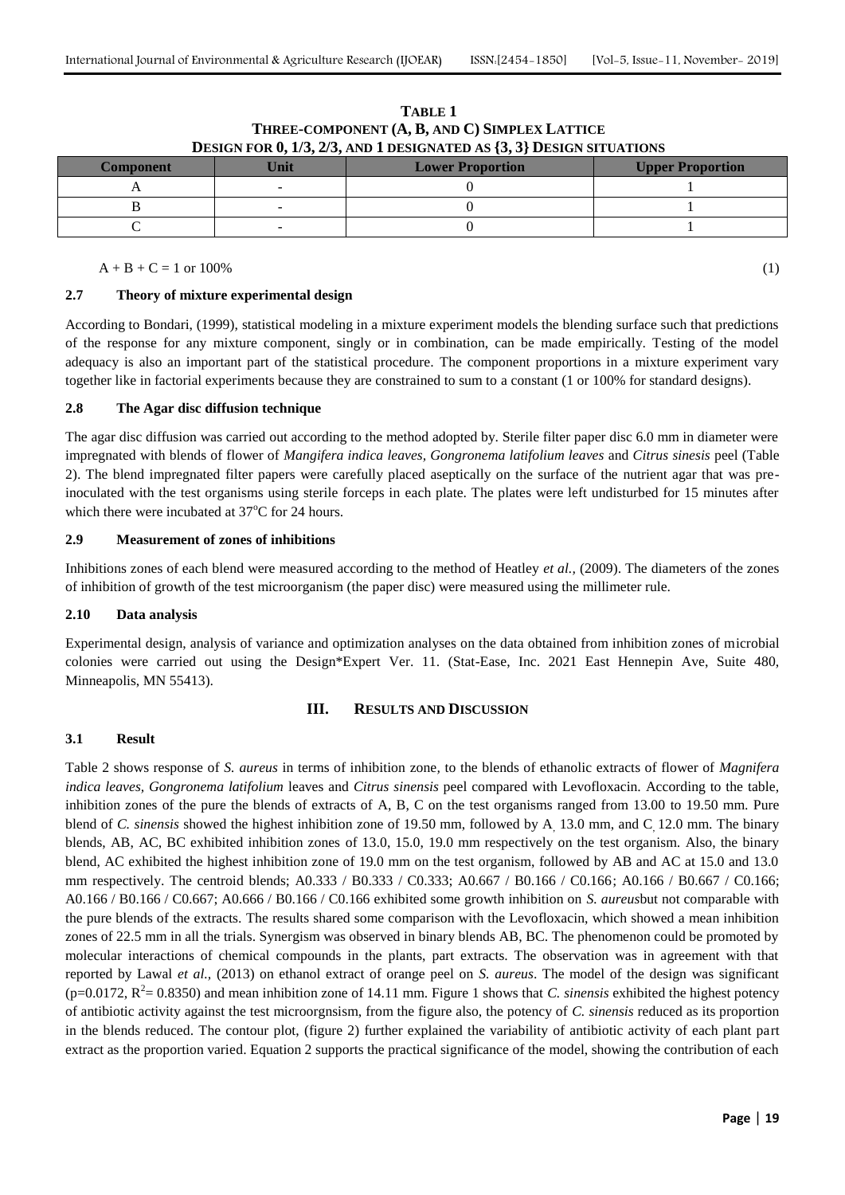**TABLE 1**
**THREE-COMPONENT (A, B, AND C) SIMPLEX LATTICE DESIGN FOR 0, 1/3, 2/3, AND 1 DESIGNATED AS {3, 3} DESIGN SITUATIONS**

| Component | Unit | Lower Proportion | Upper Proportion |
|---|---|---|---|
| A | - | 0 | 1 |
| B | - | 0 | 1 |
| C | - | 0 | 1 |

$$A + B + C = 1 \text{ or } 100\% \quad (1)$$

### 2.7 Theory of mixture experimental design

According to Bondari, (1999), statistical modeling in a mixture experiment models the blending surface such that predictions of the response for any mixture component, singly or in combination, can be made empirically. Testing of the model adequacy is also an important part of the statistical procedure. The component proportions in a mixture experiment vary together like in factorial experiments because they are constrained to sum to a constant (1 or 100% for standard designs).

### 2.8 The Agar disc diffusion technique

The agar disc diffusion was carried out according to the method adopted by. Sterile filter paper disc 6.0 mm in diameter were impregnated with blends of flower of *Mangifera indica leaves*, *Gongronema latifolium leaves* and *Citrus sinesis* peel (Table 2). The blend impregnated filter papers were carefully placed aseptically on the surface of the nutrient agar that was pre-inoculated with the test organisms using sterile forceps in each plate. The plates were left undisturbed for 15 minutes after which there were incubated at 37$^{o}$C for 24 hours.

### 2.9 Measurement of zones of inhibitions

Inhibitions zones of each blend were measured according to the method of Heatley *et al.,* (2009). The diameters of the zones of inhibition of growth of the test microorganism (the paper disc) were measured using the millimeter rule.

### 2.10 Data analysis

Experimental design, analysis of variance and optimization analyses on the data obtained from inhibition zones of microbial colonies were carried out using the Design*Expert Ver. 11. (Stat-Ease, Inc. 2021 East Hennepin Ave, Suite 480, Minneapolis, MN 55413).

## III. RESULTS AND DISCUSSION

### 3.1 Result

Table 2 shows response of *S. aureus* in terms of inhibition zone, to the blends of ethanolic extracts of flower of *Magnifera indica leaves*, *Gongronema latifolium* leaves and *Citrus sinensis* peel compared with Levofloxacin. According to the table, inhibition zones of the pure the blends of extracts of A, B, C on the test organisms ranged from 13.00 to 19.50 mm. Pure blend of *C. sinensis* showed the highest inhibition zone of 19.50 mm, followed by A, 13.0 mm, and C, 12.0 mm. The binary blends, AB, AC, BC exhibited inhibition zones of 13.0, 15.0, 19.0 mm respectively on the test organism. Also, the binary blend, AC exhibited the highest inhibition zone of 19.0 mm on the test organism, followed by AB and AC at 15.0 and 13.0 mm respectively. The centroid blends; A0.333 / B0.333 / C0.333; A0.667 / B0.166 / C0.166; A0.166 / B0.667 / C0.166; A0.166 / B0.166 / C0.667; A0.666 / B0.166 / C0.166 exhibited some growth inhibition on *S. aureus*but not comparable with the pure blends of the extracts. The results shared some comparison with the Levofloxacin, which showed a mean inhibition zones of 22.5 mm in all the trials. Synergism was observed in binary blends AB, BC. The phenomenon could be promoted by molecular interactions of chemical compounds in the plants, part extracts. The observation was in agreement with that reported by Lawal *et al.,* (2013) on ethanol extract of orange peel on *S. aureus*. The model of the design was significant ($p=0.0172$, $R^2= 0.8350$) and mean inhibition zone of 14.11 mm. Figure 1 shows that *C. sinensis* exhibited the highest potency of antibiotic activity against the test microorgnsism, from the figure also, the potency of *C. sinensis* reduced as its proportion in the blends reduced. The contour plot, (figure 2) further explained the variability of antibiotic activity of each plant part extract as the proportion varied. Equation 2 supports the practical significance of the model, showing the contribution of each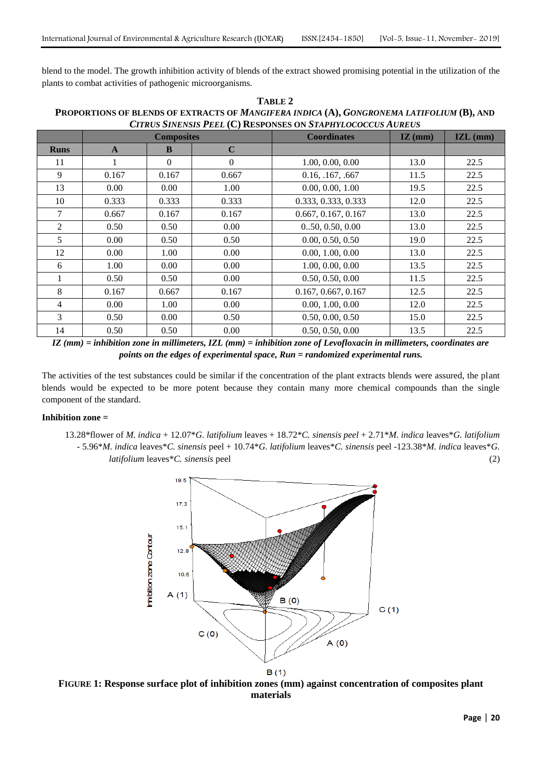blend to the model. The growth inhibition activity of blends of the extract showed promising potential in the utilization of the plants to combat activities of pathogenic microorganisms.

**TABLE 2**
**PROPORTIONS OF BLENDS OF EXTRACTS OF *MANGIFERA INDICA* (A), *GONGRONEMA LATIFOLIUM* (B), AND *CITRUS SINENSIS PEEL* (C) RESPONSES ON *STAPHYLOCOCCUS AUREUS***

| | Composites | | | Coordinates | IZ (mm) | IZL (mm) |
|---|---|---|---|---|---|---|
| **Runs** | **A** | **B** | **C** | | | |
| 11 | 1 | 0 | 0 | 1.00, 0.00, 0.00 | 13.0 | 22.5 |
| 9 | 0.167 | 0.167 | 0.667 | 0.16, .167, .667 | 11.5 | 22.5 |
| 13 | 0.00 | 0.00 | 1.00 | 0.00, 0.00, 1.00 | 19.5 | 22.5 |
| 10 | 0.333 | 0.333 | 0.333 | 0.333, 0.333, 0.333 | 12.0 | 22.5 |
| 7 | 0.667 | 0.167 | 0.167 | 0.667, 0.167, 0.167 | 13.0 | 22.5 |
| 2 | 0.50 | 0.50 | 0.00 | 0..50, 0.50, 0.00 | 13.0 | 22.5 |
| 5 | 0.00 | 0.50 | 0.50 | 0.00, 0.50, 0.50 | 19.0 | 22.5 |
| 12 | 0.00 | 1.00 | 0.00 | 0.00, 1.00, 0.00 | 13.0 | 22.5 |
| 6 | 1.00 | 0.00 | 0.00 | 1.00, 0.00, 0.00 | 13.5 | 22.5 |
| 1 | 0.50 | 0.50 | 0.00 | 0.50, 0.50, 0.00 | 11.5 | 22.5 |
| 8 | 0.167 | 0.667 | 0.167 | 0.167, 0.667, 0.167 | 12.5 | 22.5 |
| 4 | 0.00 | 1.00 | 0.00 | 0.00, 1.00, 0.00 | 12.0 | 22.5 |
| 3 | 0.50 | 0.00 | 0.50 | 0.50, 0.00, 0.50 | 15.0 | 22.5 |
| 14 | 0.50 | 0.50 | 0.00 | 0.50, 0.50, 0.00 | 13.5 | 22.5 |

***IZ (mm) = inhibition zone in millimeters, IZL (mm) = inhibition zone of Levofloxacin in millimeters, coordinates are points on the edges of experimental space, Run = randomized experimental runs.***

The activities of the test substances could be similar if the concentration of the plant extracts blends were assured, the plant blends would be expected to be more potent because they contain many more chemical compounds than the single component of the standard.

**Inhibition zone =**

13.28*flower of *M. indica* + 12.07*G. latifolium* leaves + 18.72*C. sinensis peel* + 2.71*M. indica* leaves*G. latifolium* - 5.96*M. indica* leaves*C. sinensis* peel + 10.74*G. latifolium* leaves*C. sinensis* peel -123.38*M. indica* leaves*G. latifolium* leaves*C. sinensis* peel (2)

**FIGURE 1: Response surface plot of inhibition zones (mm) against concentration of composites plant materials**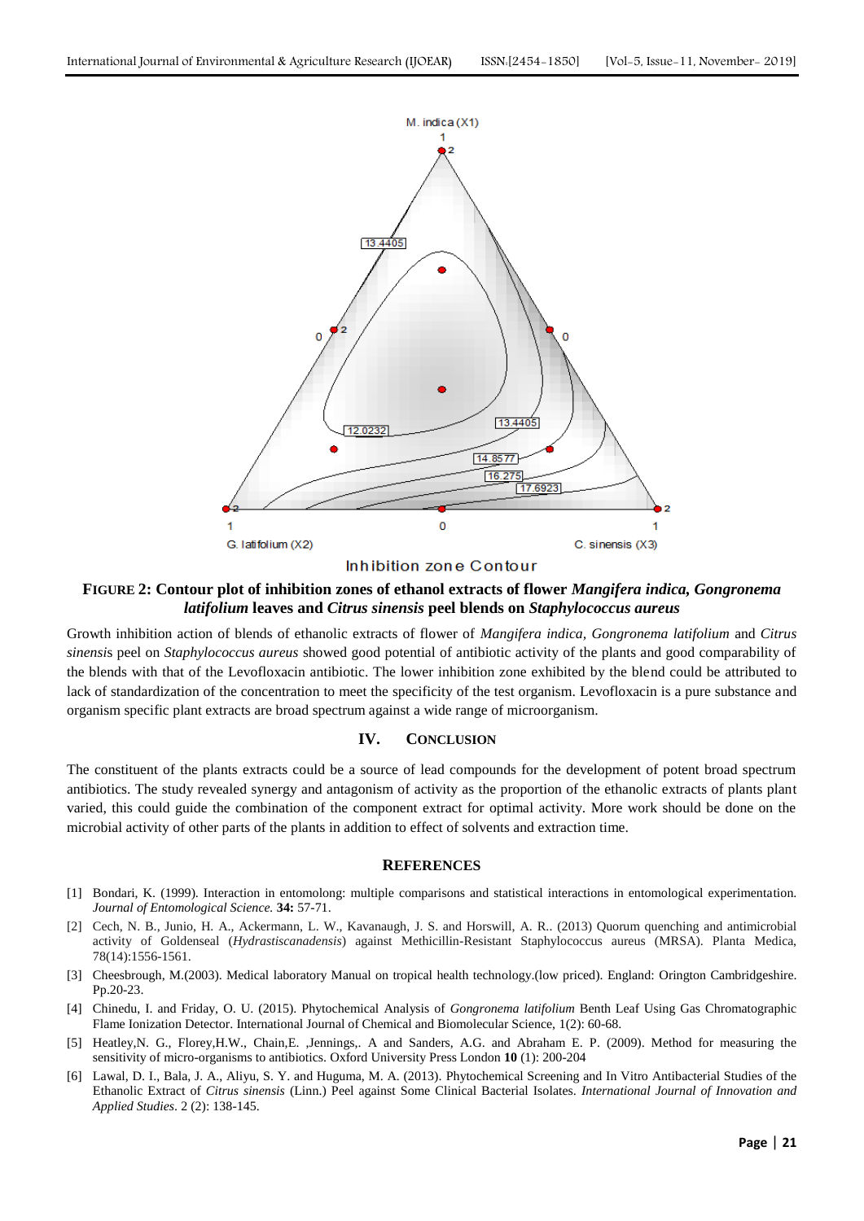**FIGURE 2: Contour plot of inhibition zones of ethanol extracts of flower *Mangifera indica, Gongronema latifolium* leaves and *Citrus sinensis* peel blends on *Staphylococcus aureus***

Growth inhibition action of blends of ethanolic extracts of flower of *Mangifera indica*, *Gongronema latifolium* and *Citrus sinensis* peel on *Staphylococcus aureus* showed good potential of antibiotic activity of the plants and good comparability of the blends with that of the Levofloxacin antibiotic. The lower inhibition zone exhibited by the blend could be attributed to lack of standardization of the concentration to meet the specificity of the test organism. Levofloxacin is a pure substance and organism specific plant extracts are broad spectrum against a wide range of microorganism.

## IV. CONCLUSION

The constituent of the plants extracts could be a source of lead compounds for the development of potent broad spectrum antibiotics. The study revealed synergy and antagonism of activity as the proportion of the ethanolic extracts of plants plant varied, this could guide the combination of the component extract for optimal activity. More work should be done on the microbial activity of other parts of the plants in addition to effect of solvents and extraction time.

## REFERENCES

[1] Bondari, K. (1999). Interaction in entomolong: multiple comparisons and statistical interactions in entomological experimentation. *Journal of Entomological Science.* **34:** 57-71.

[2] Cech, N. B., Junio, H. A., Ackermann, L. W., Kavanaugh, J. S. and Horswill, A. R.. (2013) Quorum quenching and antimicrobial activity of Goldenseal (*Hydrastiscanadensis*) against Methicillin-Resistant Staphylococcus aureus (MRSA). Planta Medica, 78(14):1556-1561.

[3] Cheesbrough, M.(2003). Medical laboratory Manual on tropical health technology.(low priced). England: Orington Cambridgeshire. Pp.20-23.

[4] Chinedu, I. and Friday, O. U. (2015). Phytochemical Analysis of *Gongronema latifolium* Benth Leaf Using Gas Chromatographic Flame Ionization Detector. International Journal of Chemical and Biomolecular Science, 1(2): 60-68.

[5] Heatley,N. G., Florey,H.W., Chain,E. ,Jennings,. A and Sanders, A.G. and Abraham E. P. (2009). Method for measuring the sensitivity of micro-organisms to antibiotics. Oxford University Press London **10** (1): 200-204

[6] Lawal, D. I., Bala, J. A., Aliyu, S. Y. and Huguma, M. A. (2013). Phytochemical Screening and In Vitro Antibacterial Studies of the Ethanolic Extract of *Citrus sinensis* (Linn.) Peel against Some Clinical Bacterial Isolates. *International Journal of Innovation and Applied Studies*. 2 (2): 138-145.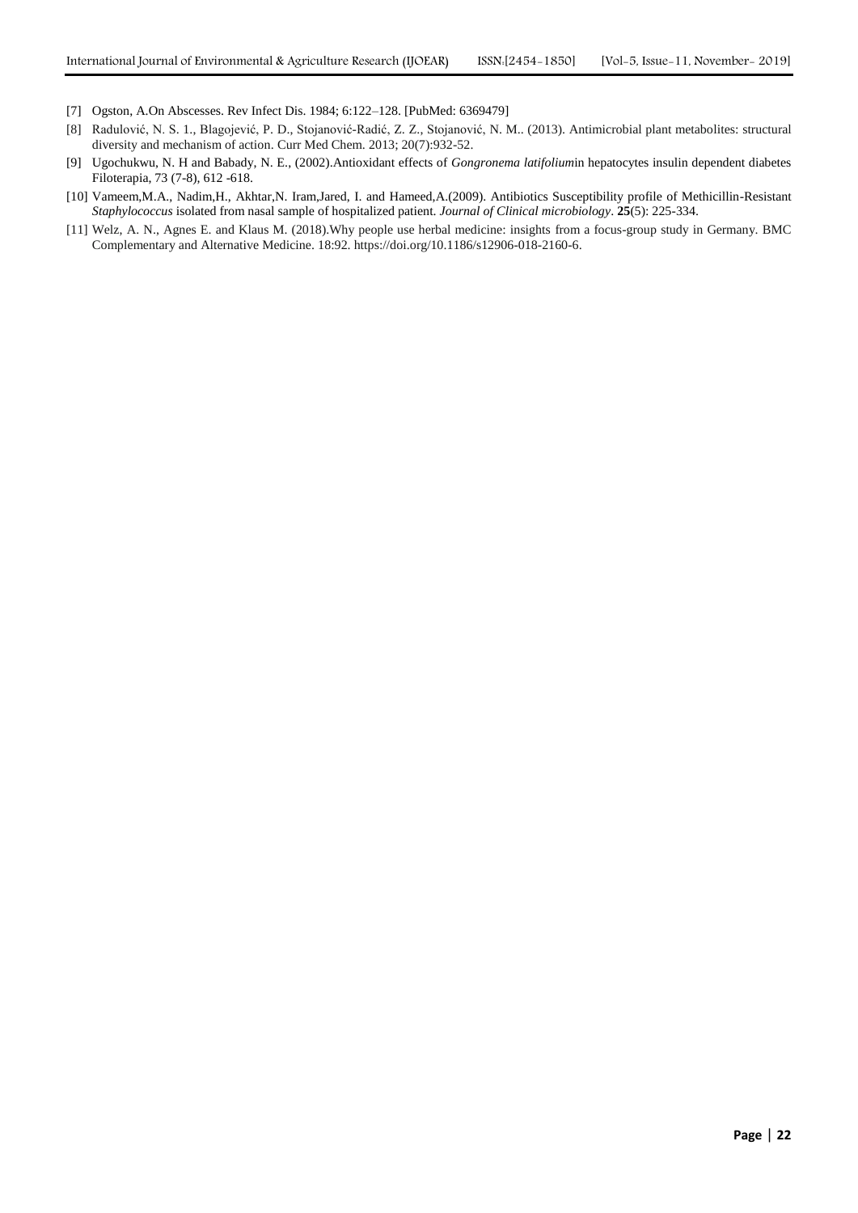[7] Ogston, A.On Abscesses. Rev Infect Dis. 1984; 6:122–128. [PubMed: 6369479]

[8] Radulović, N. S. 1., Blagojević, P. D., Stojanović-Radić, Z. Z., Stojanović, N. M.. (2013). Antimicrobial plant metabolites: structural diversity and mechanism of action. Curr Med Chem. 2013; 20(7):932-52.

[9] Ugochukwu, N. H and Babady, N. E., (2002).Antioxidant effects of *Gongronema latifolium*in hepatocytes insulin dependent diabetes Filoterapia, 73 (7-8), 612 -618.

[10] Vameem,M.A., Nadim,H., Akhtar,N. Iram,Jared, I. and Hameed,A.(2009). Antibiotics Susceptibility profile of Methicillin-Resistant *Staphylococcus* isolated from nasal sample of hospitalized patient. *Journal of Clinical microbiology*. **25**(5): 225-334.

[11] Welz, A. N., Agnes E. and Klaus M. (2018).Why people use herbal medicine: insights from a focus-group study in Germany. BMC Complementary and Alternative Medicine. 18:92. https://doi.org/10.1186/s12906-018-2160-6.